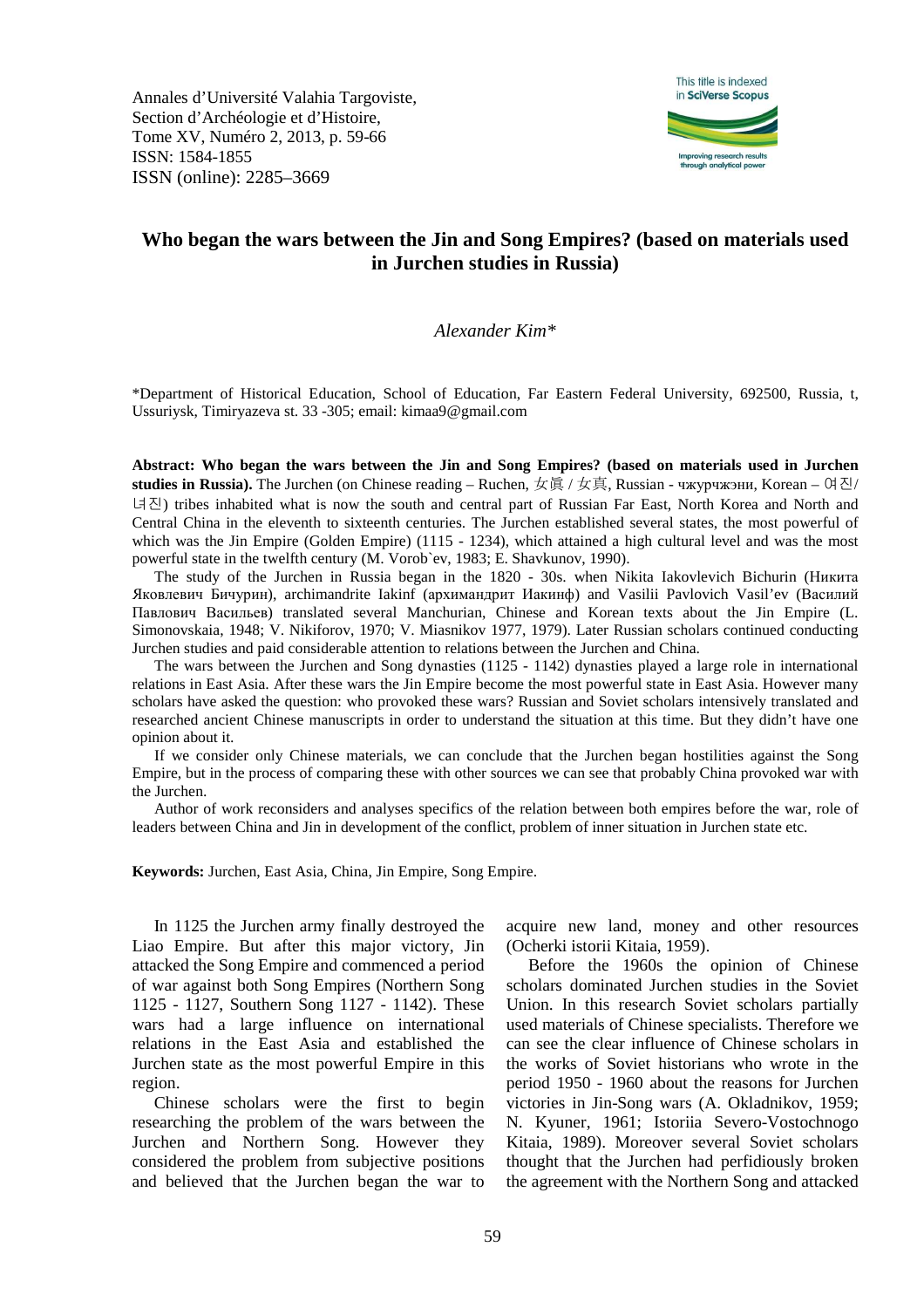Annales d'Université Valahia Targoviste,
Section d'Archéologie et d'Histoire,
Tome XV, Numéro 2, 2013, p. 59-66
ISSN: 1584-1855
ISSN (online): 2285–3669

This title is indexed in SciVerse Scopus

# Who began the wars between the Jin and Song Empires? (based on materials used in Jurchen studies in Russia)

*Alexander Kim**

*Department of Historical Education, School of Education, Far Eastern Federal University, 692500, Russia, t, Ussuriysk, Timiryazeva st. 33 -305; email: kimaa9@gmail.com

**Abstract: Who began the wars between the Jin and Song Empires? (based on materials used in Jurchen studies in Russia).** The Jurchen (on Chinese reading – Ruchen, 女眞 / 女真, Russian - чжурчжэни, Korean – 여진/ 녀진) tribes inhabited what is now the south and central part of Russian Far East, North Korea and North and Central China in the eleventh to sixteenth centuries. The Jurchen established several states, the most powerful of which was the Jin Empire (Golden Empire) (1115 - 1234), which attained a high cultural level and was the most powerful state in the twelfth century (M. Vorob`ev, 1983; E. Shavkunov, 1990).

The study of the Jurchen in Russia began in the 1820 - 30s. when Nikita Iakovlevich Bichurin (Никита Яковлевич Бичурин), archimandrite Iakinf (архимандрит Иакинф) and Vasilii Pavlovich Vasil'ev (Василий Павлович Васильев) translated several Manchurian, Chinese and Korean texts about the Jin Empire (L. Simonovskaia, 1948; V. Nikiforov, 1970; V. Miasnikov 1977, 1979). Later Russian scholars continued conducting Jurchen studies and paid considerable attention to relations between the Jurchen and China.

The wars between the Jurchen and Song dynasties (1125 - 1142) dynasties played a large role in international relations in East Asia. After these wars the Jin Empire become the most powerful state in East Asia. However many scholars have asked the question: who provoked these wars? Russian and Soviet scholars intensively translated and researched ancient Chinese manuscripts in order to understand the situation at this time. But they didn't have one opinion about it.

If we consider only Chinese materials, we can conclude that the Jurchen began hostilities against the Song Empire, but in the process of comparing these with other sources we can see that probably China provoked war with the Jurchen.

Author of work reconsiders and analyses specifics of the relation between both empires before the war, role of leaders between China and Jin in development of the conflict, problem of inner situation in Jurchen state etc.

**Keywords:** Jurchen, East Asia, China, Jin Empire, Song Empire.

In 1125 the Jurchen army finally destroyed the Liao Empire. But after this major victory, Jin attacked the Song Empire and commenced a period of war against both Song Empires (Northern Song 1125 - 1127, Southern Song 1127 - 1142). These wars had a large influence on international relations in the East Asia and established the Jurchen state as the most powerful Empire in this region.

Chinese scholars were the first to begin researching the problem of the wars between the Jurchen and Northern Song. However they considered the problem from subjective positions and believed that the Jurchen began the war to acquire new land, money and other resources (Ocherki istorii Kitaia, 1959).

Before the 1960s the opinion of Chinese scholars dominated Jurchen studies in the Soviet Union. In this research Soviet scholars partially used materials of Chinese specialists. Therefore we can see the clear influence of Chinese scholars in the works of Soviet historians who wrote in the period 1950 - 1960 about the reasons for Jurchen victories in Jin-Song wars (A. Okladnikov, 1959; N. Kyuner, 1961; Istoriia Severo-Vostochnogo Kitaia, 1989). Moreover several Soviet scholars thought that the Jurchen had perfidiously broken the agreement with the Northern Song and attacked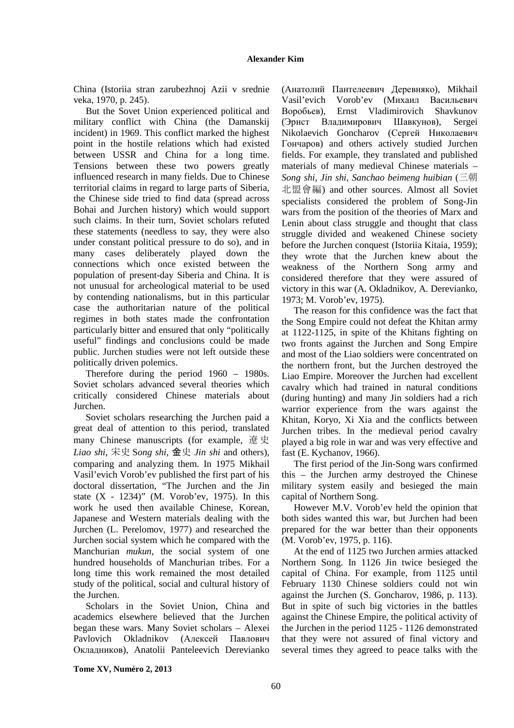China (Istoriia stran zarubezhnoj Azii v srednie veka, 1970, p. 245).

But the Sovet Union experienced political and military conflict with China (the Damanskij incident) in 1969. This conflict marked the highest point in the hostile relations which had existed between USSR and China for a long time. Tensions between these two powers greatly influenced research in many fields. Due to Chinese territorial claims in regard to large parts of Siberia, the Chinese side tried to find data (spread across Bohai and Jurchen history) which would support such claims. In their turn, Soviet scholars refuted these statements (needless to say, they were also under constant political pressure to do so), and in many cases deliberately played down the connections which once existed between the population of present-day Siberia and China. It is not unusual for archeological material to be used by contending nationalisms, but in this particular case the authoritarian nature of the political regimes in both states made the confrontation particularly bitter and ensured that only "politically useful" findings and conclusions could be made public. Jurchen studies were not left outside these politically driven polemics.

Therefore during the period 1960 – 1980s. Soviet scholars advanced several theories which critically considered Chinese materials about Jurchen.

Soviet scholars researching the Jurchen paid a great deal of attention to this period, translated many Chinese manuscripts (for example, 遼史 *Liao shi*, 宋史 S*ong shi*, 金史 *Jin shi* and others), comparing and analyzing them. In 1975 Mikhail Vasil'evich Vorob'ev published the first part of his doctoral dissertation, "The Jurchen and the Jin state (X - 1234)" (M. Vorob'ev, 1975). In this work he used then available Chinese, Korean, Japanese and Western materials dealing with the Jurchen (L. Perelomov, 1977) and researched the Jurchen social system which he compared with the Manchurian *mukun*, the social system of one hundred households of Manchurian tribes. For a long time this work remained the most detailed study of the political, social and cultural history of the Jurchen.

Scholars in the Soviet Union, China and academics elsewhere believed that the Jurchen began these wars. Many Soviet scholars – Alexei Pavlovich Okladnikov (Алексей Павлович Окладников), Anatolii Panteleevich Derevianko (Анатолий Пантелеевич Деревняко), Mikhail Vasil'evich Vorob'ev (Михаил Васильевич Воробьев), Ernst Vladimirovich Shavkunov (Эрнст Владимирович Шавкунов), Sergei Nikolaevich Goncharov (Сергей Николаевич Гончаров) and others actively studied Jurchen fields. For example, they translated and published materials of many medieval Chinese materials – *Song shi*, *Jin shi*, *Sanchao beimeng huibian* (三朝北盟會編) and other sources. Almost all Soviet specialists considered the problem of Song-Jin wars from the position of the theories of Marx and Lenin about class struggle and thought that class struggle divided and weakened Chinese society before the Jurchen conquest (Istoriia Kitaia, 1959); they wrote that the Jurchen knew about the weakness of the Northern Song army and considered therefore that they were assured of victory in this war (A. Okladnikov, A. Derevianko, 1973; M. Vorob'ev, 1975).

The reason for this confidence was the fact that the Song Empire could not defeat the Khitan army at 1122-1125, in spite of the Khitans fighting on two fronts against the Jurchen and Song Empire and most of the Liao soldiers were concentrated on the northern front, but the Jurchen destroyed the Liao Empire. Moreover the Jurchen had excellent cavalry which had trained in natural conditions (during hunting) and many Jin soldiers had a rich warrior experience from the wars against the Khitan, Koryo, Xi Xia and the conflicts between Jurchen tribes. In the medieval period cavalry played a big role in war and was very effective and fast (E. Kychanov, 1966).

The first period of the Jin-Song wars confirmed this – the Jurchen army destroyed the Chinese military system easily and besieged the main capital of Northern Song.

However M.V. Vorob'ev held the opinion that both sides wanted this war, but Jurchen had been prepared for the war better than their opponents (M. Vorob'ev, 1975, p. 116).

At the end of 1125 two Jurchen armies attacked Northern Song. In 1126 Jin twice besieged the capital of China. For example, from 1125 until February 1130 Chinese soldiers could not win against the Jurchen (S. Goncharov, 1986, p. 113). But in spite of such big victories in the battles against the Chinese Empire, the political activity of the Jurchen in the period 1125 - 1126 demonstrated that they were not assured of final victory and several times they agreed to peace talks with the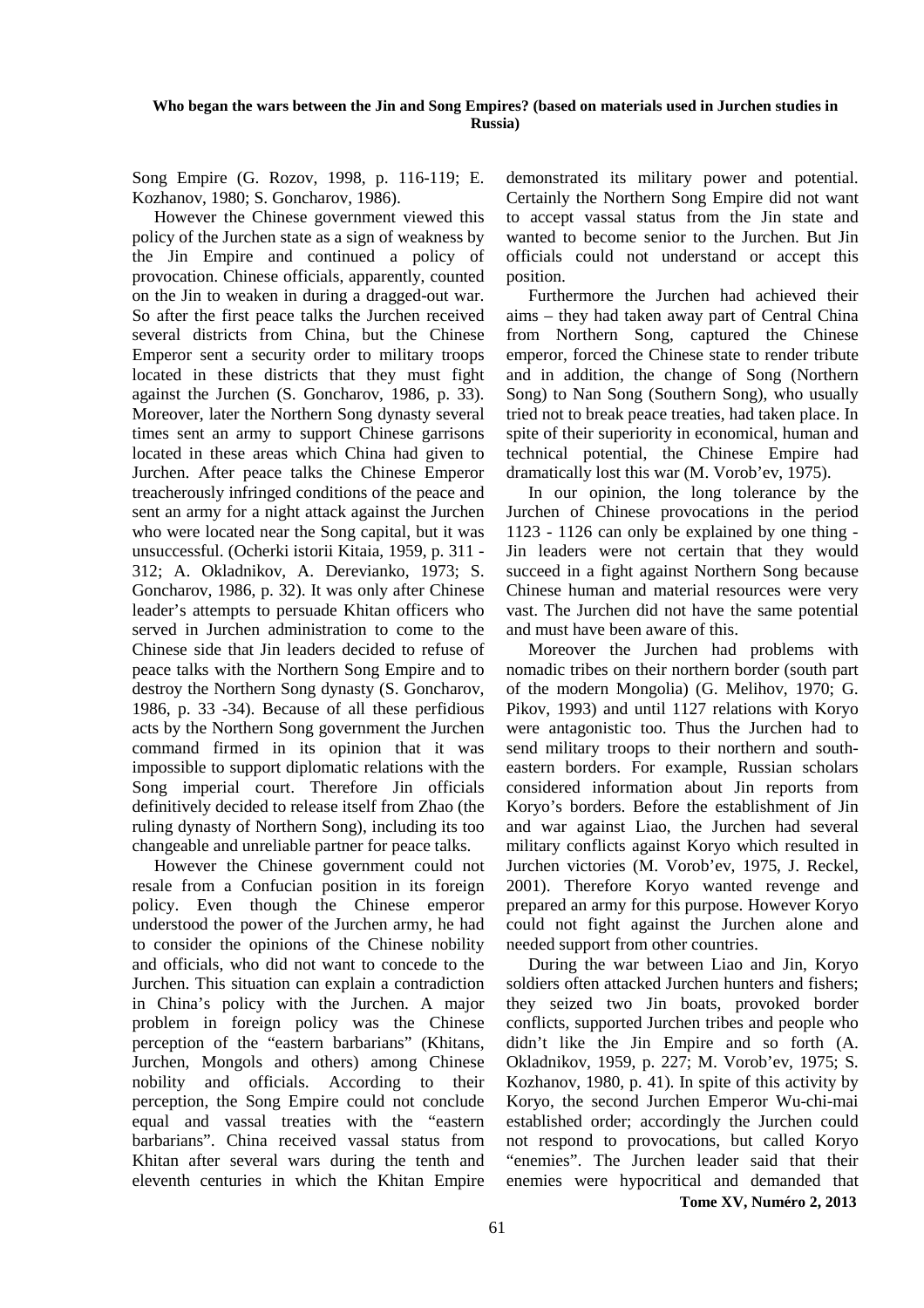Song Empire (G. Rozov, 1998, p. 116-119; E. Kozhanov, 1980; S. Goncharov, 1986).

However the Chinese government viewed this policy of the Jurchen state as a sign of weakness by the Jin Empire and continued a policy of provocation. Chinese officials, apparently, counted on the Jin to weaken in during a dragged-out war. So after the first peace talks the Jurchen received several districts from China, but the Chinese Emperor sent a security order to military troops located in these districts that they must fight against the Jurchen (S. Goncharov, 1986, p. 33). Moreover, later the Northern Song dynasty several times sent an army to support Chinese garrisons located in these areas which China had given to Jurchen. After peace talks the Chinese Emperor treacherously infringed conditions of the peace and sent an army for a night attack against the Jurchen who were located near the Song capital, but it was unsuccessful. (Ocherki istorii Kitaia, 1959, p. 311 - 312; A. Okladnikov, A. Derevianko, 1973; S. Goncharov, 1986, p. 32). It was only after Chinese leader's attempts to persuade Khitan officers who served in Jurchen administration to come to the Chinese side that Jin leaders decided to refuse of peace talks with the Northern Song Empire and to destroy the Northern Song dynasty (S. Goncharov, 1986, p. 33 -34). Because of all these perfidious acts by the Northern Song government the Jurchen command firmed in its opinion that it was impossible to support diplomatic relations with the Song imperial court. Therefore Jin officials definitively decided to release itself from Zhao (the ruling dynasty of Northern Song), including its too changeable and unreliable partner for peace talks.

However the Chinese government could not resale from a Confucian position in its foreign policy. Even though the Chinese emperor understood the power of the Jurchen army, he had to consider the opinions of the Chinese nobility and officials, who did not want to concede to the Jurchen. This situation can explain a contradiction in China's policy with the Jurchen. A major problem in foreign policy was the Chinese perception of the "eastern barbarians" (Khitans, Jurchen, Mongols and others) among Chinese nobility and officials. According to their perception, the Song Empire could not conclude equal and vassal treaties with the "eastern barbarians". China received vassal status from Khitan after several wars during the tenth and eleventh centuries in which the Khitan Empire demonstrated its military power and potential. Certainly the Northern Song Empire did not want to accept vassal status from the Jin state and wanted to become senior to the Jurchen. But Jin officials could not understand or accept this position.

Furthermore the Jurchen had achieved their aims – they had taken away part of Central China from Northern Song, captured the Chinese emperor, forced the Chinese state to render tribute and in addition, the change of Song (Northern Song) to Nan Song (Southern Song), who usually tried not to break peace treaties, had taken place. In spite of their superiority in economical, human and technical potential, the Chinese Empire had dramatically lost this war (M. Vorob'ev, 1975).

In our opinion, the long tolerance by the Jurchen of Chinese provocations in the period 1123 - 1126 can only be explained by one thing - Jin leaders were not certain that they would succeed in a fight against Northern Song because Chinese human and material resources were very vast. The Jurchen did not have the same potential and must have been aware of this.

Moreover the Jurchen had problems with nomadic tribes on their northern border (south part of the modern Mongolia) (G. Melihov, 1970; G. Pikov, 1993) and until 1127 relations with Koryo were antagonistic too. Thus the Jurchen had to send military troops to their northern and south-eastern borders. For example, Russian scholars considered information about Jin reports from Koryo's borders. Before the establishment of Jin and war against Liao, the Jurchen had several military conflicts against Koryo which resulted in Jurchen victories (M. Vorob'ev, 1975, J. Reckel, 2001). Therefore Koryo wanted revenge and prepared an army for this purpose. However Koryo could not fight against the Jurchen alone and needed support from other countries.

During the war between Liao and Jin, Koryo soldiers often attacked Jurchen hunters and fishers; they seized two Jin boats, provoked border conflicts, supported Jurchen tribes and people who didn't like the Jin Empire and so forth (A. Okladnikov, 1959, p. 227; M. Vorob'ev, 1975; S. Kozhanov, 1980, p. 41). In spite of this activity by Koryo, the second Jurchen Emperor Wu-chi-mai established order; accordingly the Jurchen could not respond to provocations, but called Koryo "enemies". The Jurchen leader said that their enemies were hypocritical and demanded that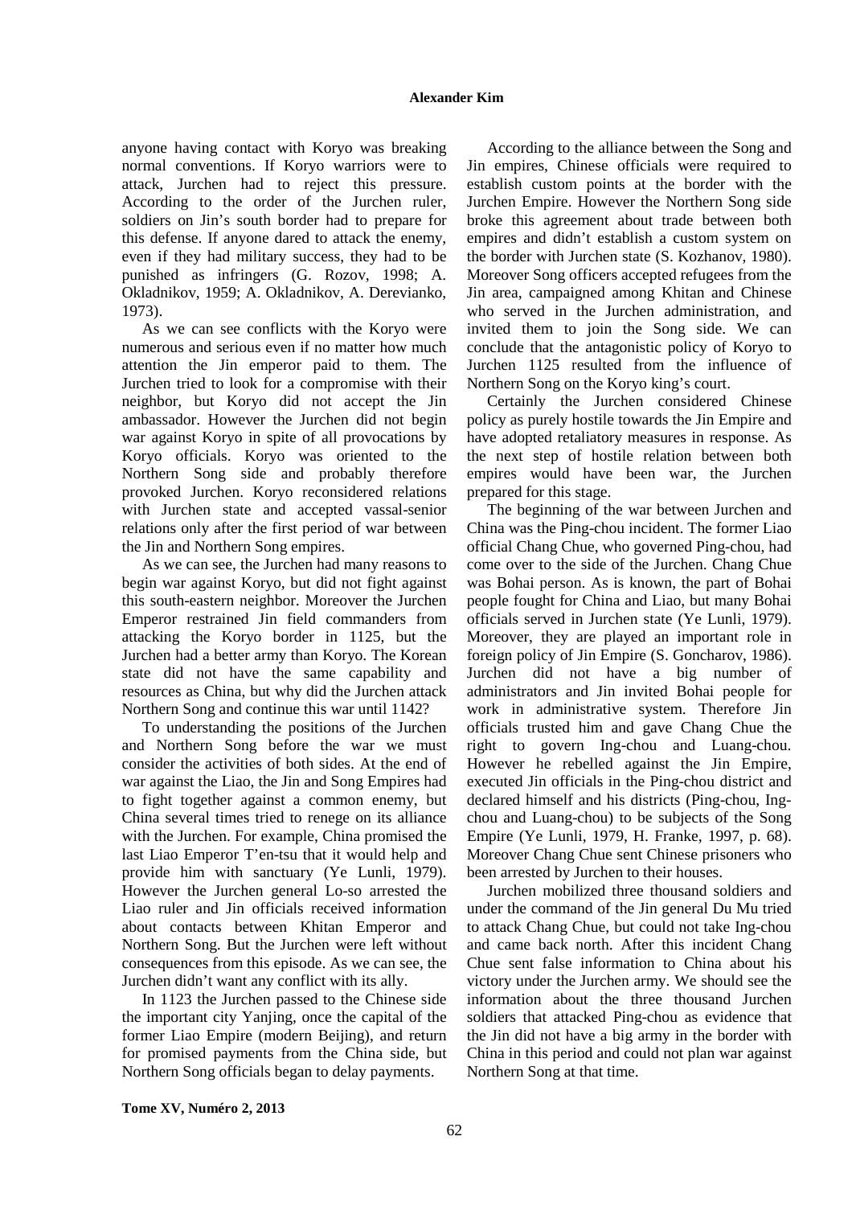anyone having contact with Koryo was breaking normal conventions. If Koryo warriors were to attack, Jurchen had to reject this pressure. According to the order of the Jurchen ruler, soldiers on Jin's south border had to prepare for this defense. If anyone dared to attack the enemy, even if they had military success, they had to be punished as infringers (G. Rozov, 1998; A. Okladnikov, 1959; A. Okladnikov, A. Derevianko, 1973).

As we can see conflicts with the Koryo were numerous and serious even if no matter how much attention the Jin emperor paid to them. The Jurchen tried to look for a compromise with their neighbor, but Koryo did not accept the Jin ambassador. However the Jurchen did not begin war against Koryo in spite of all provocations by Koryo officials. Koryo was oriented to the Northern Song side and probably therefore provoked Jurchen. Koryo reconsidered relations with Jurchen state and accepted vassal-senior relations only after the first period of war between the Jin and Northern Song empires.

As we can see, the Jurchen had many reasons to begin war against Koryo, but did not fight against this south-eastern neighbor. Moreover the Jurchen Emperor restrained Jin field commanders from attacking the Koryo border in 1125, but the Jurchen had a better army than Koryo. The Korean state did not have the same capability and resources as China, but why did the Jurchen attack Northern Song and continue this war until 1142?

To understanding the positions of the Jurchen and Northern Song before the war we must consider the activities of both sides. At the end of war against the Liao, the Jin and Song Empires had to fight together against a common enemy, but China several times tried to renege on its alliance with the Jurchen. For example, China promised the last Liao Emperor T'en-tsu that it would help and provide him with sanctuary (Ye Lunli, 1979). However the Jurchen general Lo-so arrested the Liao ruler and Jin officials received information about contacts between Khitan Emperor and Northern Song. But the Jurchen were left without consequences from this episode. As we can see, the Jurchen didn't want any conflict with its ally.

In 1123 the Jurchen passed to the Chinese side the important city Yanjing, once the capital of the former Liao Empire (modern Beijing), and return for promised payments from the China side, but Northern Song officials began to delay payments.

According to the alliance between the Song and Jin empires, Chinese officials were required to establish custom points at the border with the Jurchen Empire. However the Northern Song side broke this agreement about trade between both empires and didn't establish a custom system on the border with Jurchen state (S. Kozhanov, 1980). Moreover Song officers accepted refugees from the Jin area, campaigned among Khitan and Chinese who served in the Jurchen administration, and invited them to join the Song side. We can conclude that the antagonistic policy of Koryo to Jurchen 1125 resulted from the influence of Northern Song on the Koryo king's court.

Certainly the Jurchen considered Chinese policy as purely hostile towards the Jin Empire and have adopted retaliatory measures in response. As the next step of hostile relation between both empires would have been war, the Jurchen prepared for this stage.

The beginning of the war between Jurchen and China was the Ping-chou incident. The former Liao official Chang Chue, who governed Ping-chou, had come over to the side of the Jurchen. Chang Chue was Bohai person. As is known, the part of Bohai people fought for China and Liao, but many Bohai officials served in Jurchen state (Ye Lunli, 1979). Moreover, they are played an important role in foreign policy of Jin Empire (S. Goncharov, 1986). Jurchen did not have a big number of administrators and Jin invited Bohai people for work in administrative system. Therefore Jin officials trusted him and gave Chang Chue the right to govern Ing-chou and Luang-chou. However he rebelled against the Jin Empire, executed Jin officials in the Ping-chou district and declared himself and his districts (Ping-chou, Ing-chou and Luang-chou) to be subjects of the Song Empire (Ye Lunli, 1979, H. Franke, 1997, p. 68). Moreover Chang Chue sent Chinese prisoners who been arrested by Jurchen to their houses.

Jurchen mobilized three thousand soldiers and under the command of the Jin general Du Mu tried to attack Chang Chue, but could not take Ing-chou and came back north. After this incident Chang Chue sent false information to China about his victory under the Jurchen army. We should see the information about the three thousand Jurchen soldiers that attacked Ping-chou as evidence that the Jin did not have a big army in the border with China in this period and could not plan war against Northern Song at that time.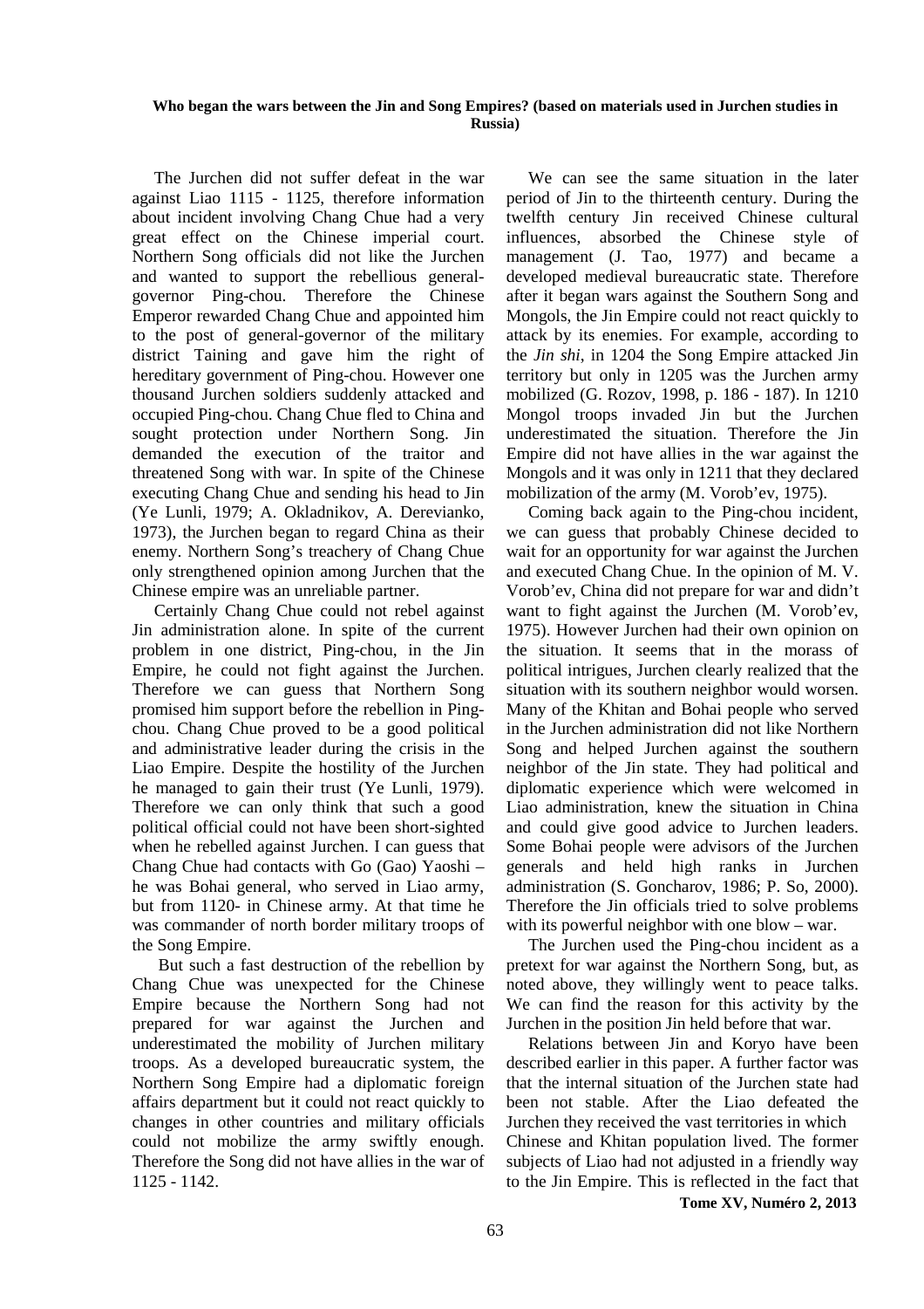The Jurchen did not suffer defeat in the war against Liao 1115 - 1125, therefore information about incident involving Chang Chue had a very great effect on the Chinese imperial court. Northern Song officials did not like the Jurchen and wanted to support the rebellious general-governor Ping-chou. Therefore the Chinese Emperor rewarded Chang Chue and appointed him to the post of general-governor of the military district Taining and gave him the right of hereditary government of Ping-chou. However one thousand Jurchen soldiers suddenly attacked and occupied Ping-chou. Chang Chue fled to China and sought protection under Northern Song. Jin demanded the execution of the traitor and threatened Song with war. In spite of the Chinese executing Chang Chue and sending his head to Jin (Ye Lunli, 1979; A. Okladnikov, A. Derevianko, 1973), the Jurchen began to regard China as their enemy. Northern Song's treachery of Chang Chue only strengthened opinion among Jurchen that the Chinese empire was an unreliable partner.

Certainly Chang Chue could not rebel against Jin administration alone. In spite of the current problem in one district, Ping-chou, in the Jin Empire, he could not fight against the Jurchen. Therefore we can guess that Northern Song promised him support before the rebellion in Ping-chou. Chang Chue proved to be a good political and administrative leader during the crisis in the Liao Empire. Despite the hostility of the Jurchen he managed to gain their trust (Ye Lunli, 1979). Therefore we can only think that such a good political official could not have been short-sighted when he rebelled against Jurchen. I can guess that Chang Chue had contacts with Go (Gao) Yaoshi – he was Bohai general, who served in Liao army, but from 1120- in Chinese army. At that time he was commander of north border military troops of the Song Empire.

But such a fast destruction of the rebellion by Chang Chue was unexpected for the Chinese Empire because the Northern Song had not prepared for war against the Jurchen and underestimated the mobility of Jurchen military troops. As a developed bureaucratic system, the Northern Song Empire had a diplomatic foreign affairs department but it could not react quickly to changes in other countries and military officials could not mobilize the army swiftly enough. Therefore the Song did not have allies in the war of 1125 - 1142.

We can see the same situation in the later period of Jin to the thirteenth century. During the twelfth century Jin received Chinese cultural influences, absorbed the Chinese style of management (J. Tao, 1977) and became a developed medieval bureaucratic state. Therefore after it began wars against the Southern Song and Mongols, the Jin Empire could not react quickly to attack by its enemies. For example, according to the *Jin shi*, in 1204 the Song Empire attacked Jin territory but only in 1205 was the Jurchen army mobilized (G. Rozov, 1998, p. 186 - 187). In 1210 Mongol troops invaded Jin but the Jurchen underestimated the situation. Therefore the Jin Empire did not have allies in the war against the Mongols and it was only in 1211 that they declared mobilization of the army (M. Vorob'ev, 1975).

Coming back again to the Ping-chou incident, we can guess that probably Chinese decided to wait for an opportunity for war against the Jurchen and executed Chang Chue. In the opinion of M. V. Vorob'ev, China did not prepare for war and didn't want to fight against the Jurchen (M. Vorob'ev, 1975). However Jurchen had their own opinion on the situation. It seems that in the morass of political intrigues, Jurchen clearly realized that the situation with its southern neighbor would worsen. Many of the Khitan and Bohai people who served in the Jurchen administration did not like Northern Song and helped Jurchen against the southern neighbor of the Jin state. They had political and diplomatic experience which were welcomed in Liao administration, knew the situation in China and could give good advice to Jurchen leaders. Some Bohai people were advisors of the Jurchen generals and held high ranks in Jurchen administration (S. Goncharov, 1986; P. So, 2000). Therefore the Jin officials tried to solve problems with its powerful neighbor with one blow – war.

The Jurchen used the Ping-chou incident as a pretext for war against the Northern Song, but, as noted above, they willingly went to peace talks. We can find the reason for this activity by the Jurchen in the position Jin held before that war.

Relations between Jin and Koryo have been described earlier in this paper. A further factor was that the internal situation of the Jurchen state had been not stable. After the Liao defeated the Jurchen they received the vast territories in which Chinese and Khitan population lived. The former subjects of Liao had not adjusted in a friendly way to the Jin Empire. This is reflected in the fact that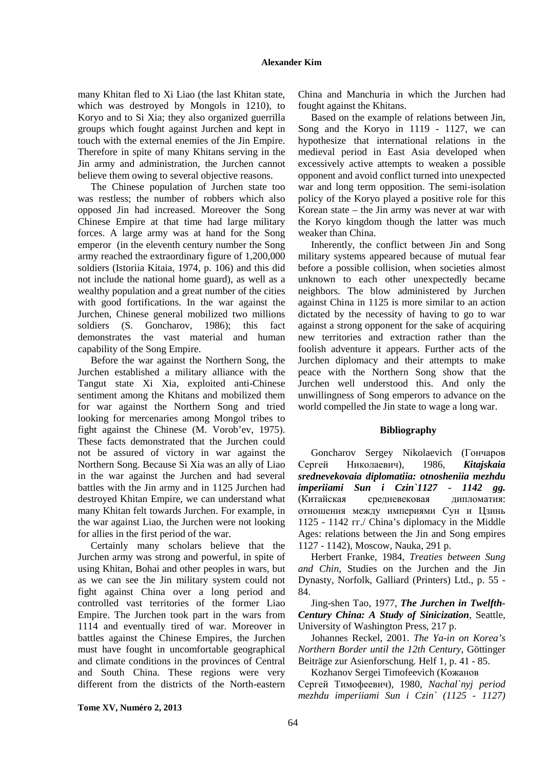many Khitan fled to Xi Liao (the last Khitan state, which was destroyed by Mongols in 1210), to Koryo and to Si Xia; they also organized guerrilla groups which fought against Jurchen and kept in touch with the external enemies of the Jin Empire. Therefore in spite of many Khitans serving in the Jin army and administration, the Jurchen cannot believe them owing to several objective reasons.

The Chinese population of Jurchen state too was restless; the number of robbers which also opposed Jin had increased. Moreover the Song Chinese Empire at that time had large military forces. A large army was at hand for the Song emperor (in the eleventh century number the Song army reached the extraordinary figure of 1,200,000 soldiers (Istoriia Kitaia, 1974, p. 106) and this did not include the national home guard), as well as a wealthy population and a great number of the cities with good fortifications. In the war against the Jurchen, Chinese general mobilized two millions soldiers (S. Goncharov, 1986); this fact demonstrates the vast material and human capability of the Song Empire.

Before the war against the Northern Song, the Jurchen established a military alliance with the Tangut state Xi Xia, exploited anti-Chinese sentiment among the Khitans and mobilized them for war against the Northern Song and tried looking for mercenaries among Mongol tribes to fight against the Chinese (M. Vorob'ev, 1975). These facts demonstrated that the Jurchen could not be assured of victory in war against the Northern Song. Because Si Xia was an ally of Liao in the war against the Jurchen and had several battles with the Jin army and in 1125 Jurchen had destroyed Khitan Empire, we can understand what many Khitan felt towards Jurchen. For example, in the war against Liao, the Jurchen were not looking for allies in the first period of the war.

Certainly many scholars believe that the Jurchen army was strong and powerful, in spite of using Khitan, Bohai and other peoples in wars, but as we can see the Jin military system could not fight against China over a long period and controlled vast territories of the former Liao Empire. The Jurchen took part in the wars from 1114 and eventually tired of war. Moreover in battles against the Chinese Empires, the Jurchen must have fought in uncomfortable geographical and climate conditions in the provinces of Central and South China. These regions were very different from the districts of the North-eastern China and Manchuria in which the Jurchen had fought against the Khitans.

Based on the example of relations between Jin, Song and the Koryo in 1119 - 1127, we can hypothesize that international relations in the medieval period in East Asia developed when excessively active attempts to weaken a possible opponent and avoid conflict turned into unexpected war and long term opposition. The semi-isolation policy of the Koryo played a positive role for this Korean state – the Jin army was never at war with the Koryo kingdom though the latter was much weaker than China.

Inherently, the conflict between Jin and Song military systems appeared because of mutual fear before a possible collision, when societies almost unknown to each other unexpectedly became neighbors. The blow administered by Jurchen against China in 1125 is more similar to an action dictated by the necessity of having to go to war against a strong opponent for the sake of acquiring new territories and extraction rather than the foolish adventure it appears. Further acts of the Jurchen diplomacy and their attempts to make peace with the Northern Song show that the Jurchen well understood this. And only the unwillingness of Song emperors to advance on the world compelled the Jin state to wage a long war.

## Bibliography

Goncharov Sergey Nikolaevich (Гончаров Сергей Николаевич), 1986, ***Kitajskaia srednevekovaia diplomatiia: otnosheniia mezhdu imperiiami Sun i Czin`1127 - 1142 gg.*** (Китайская средневековая дипломатия: отношения между империями Сун и Цзинь 1125 - 1142 гг./ China's diplomacy in the Middle Ages: relations between the Jin and Song empires 1127 - 1142), Moscow, Nauka, 291 p.

Herbert Franke, 1984, *Treaties between Sung and Chin*, Studies on the Jurchen and the Jin Dynasty, Norfolk, Galliard (Printers) Ltd., p. 55 - 84.

Jing-shen Tao, 1977, ***The Jurchen in Twelfth-Century China: A Study of Sinicization***, Seattle, University of Washington Press, 217 p.

Johannes Reckel, 2001. *The Ya-in on Korea's Northern Border until the 12th Century*, Göttinger Beiträge zur Asienforschung. Helf 1, p. 41 - 85.

Kozhanov Sergei Timofeevich (Кожанов Сергей Тимофеевич), 1980, *Nachal`nyj period mezhdu imperiiami Sun i Czin` (1125 - 1127)*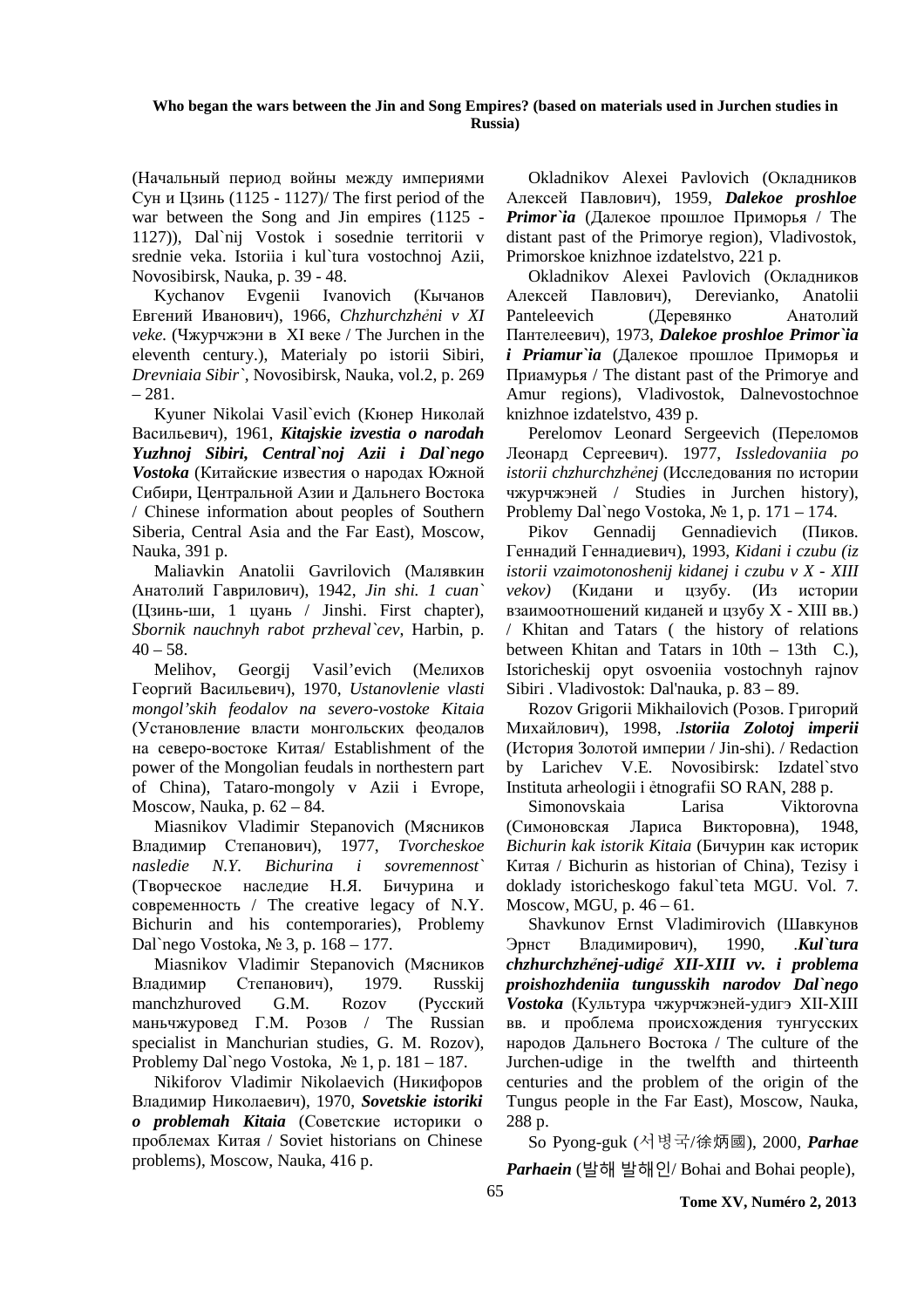(Начальный период войны между империями Сун и Цзинь (1125 - 1127)/ The first period of the war between the Song and Jin empires (1125 - 1127)), Dal`nij Vostok i sosednie territorii v srednie veka. Istoriia i kul`tura vostochnoj Azii, Novosibirsk, Nauka, p. 39 - 48.

Kychanov Evgenii Ivanovich (Кычанов Евгений Иванович), 1966, *Chzhurchzhėni v XI veke.* (Чжурчжэни в XI веке / The Jurchen in the eleventh century.), Materialy po istorii Sibiri, *Drevniaia Sibir`*, Novosibirsk, Nauka, vol.2, p. 269 – 281.

Kyuner Nikolai Vasil`evich (Кюнер Николай Васильевич), 1961, ***Kitajskie izvestia o narodah Yuzhnoj Sibiri, Central`noj Azii i Dal`nego Vostoka*** (Китайские известия о народах Южной Сибири, Центральной Азии и Дальнего Востока / Chinese information about peoples of Southern Siberia, Central Asia and the Far East), Moscow, Nauka, 391 p.

Maliavkin Anatolii Gavrilovich (Малявкин Анатолий Гаврилович), 1942, *Jin shi. 1 cuan`* (Цзинь-ши, 1 цуань / Jinshi. First chapter), *Sbornik nauchnyh rabot przheval`cev*, Harbin, p. 40 – 58.

Melihov, Georgij Vasil'evich (Мелихов Георгий Васильевич), 1970, *Ustanovlenie vlasti mongol'skih feodalov na severo-vostoke Kitaia* (Установление власти монгольских феодалов на северо-востоке Китая/ Establishment of the power of the Mongolian feudals in northestern part of China), Tataro-mongoly v Azii i Evrope, Moscow, Nauka, p. 62 – 84.

Miasnikov Vladimir Stepanovich (Мясников Владимир Степанович), 1977, *Tvorcheskoe nasledie N.Y. Bichurina i sovremennost`* (Творческое наследие Н.Я. Бичурина и современность / The creative legacy of N.Y. Bichurin and his contemporaries), Problemy Dal`nego Vostoka, № 3, p. 168 – 177.

Miasnikov Vladimir Stepanovich (Мясников Владимир Степанович), 1979. Russkij manchzhuroved G.M. Rozov (Русский маньчжуровед Г.М. Розов / The Russian specialist in Manchurian studies, G. M. Rozov), Problemy Dal`nego Vostoka, № 1, p. 181 – 187.

Nikiforov Vladimir Nikolaevich (Никифоров Владимир Николаевич), 1970, ***Sovetskie istoriki o problemah Kitaia*** (Советские историки о проблемах Китая / Soviet historians on Chinese problems), Moscow, Nauka, 416 p.

Okladnikov Alexei Pavlovich (Окладников Алексей Павлович), 1959, ***Dalekoe proshloe Primor`ia*** (Далекое прошлое Приморья / The distant past of the Primorye region), Vladivostok, Primorskoe knizhnoe izdatelstvo, 221 p.

Okladnikov Alexei Pavlovich (Окладников Алексей Павлович), Derevianko, Anatolii Panteleevich (Деревянко Анатолий Пантелеевич), 1973, ***Dalekoe proshloe Primor`ia i Priamur`ia*** (Далекое прошлое Приморья и Приамурья / The distant past of the Primorye and Amur regions), Vladivostok, Dalnevostochnoe knizhnoe izdatelstvo, 439 p.

Perelomov Leonard Sergeevich (Переломов Леонард Сергеевич). 1977, *Issledovaniia po istorii chzhurchzhėnej* (Исследования по истории чжурчжэней / Studies in Jurchen history), Problemy Dal`nego Vostoka, № 1, p. 171 – 174.

Pikov Gennadij Gennadievich (Пиков. Геннадий Геннадиевич), 1993, *Kidani i czubu (iz istorii vzaimotonoshenij kidanej i czubu v X - XIII vekov)* (Кидани и цзубу. (Из истории взаимоотношений киданей и цзубу X - XIII вв.) / Khitan and Tatars ( the history of relations between Khitan and Tatars in 10th – 13th C.), Istoricheskij opyt osvoeniia vostochnyh rajnov Sibiri . Vladivostok: Dal'nauka, p. 83 – 89.

Rozov Grigorii Mikhailovich (Розов. Григорий Михайлович), 1998, .***Istoriia Zolotoj imperii*** (История Золотой империи / Jin-shi). / Redaction by Larichev V.E. Novosibirsk: Izdatel`stvo Instituta arheologii i ėtnografii SO RAN, 288 p.

Simonovskaia Larisa Viktorovna (Симоновская Лариса Викторовна), 1948, *Bichurin kak istorik Kitaia* (Бичурин как историк Китая / Bichurin as historian of China), Tezisy i doklady istoricheskogo fakul`teta MGU. Vol. 7. Moscow, MGU, p. 46 – 61.

Shavkunov Ernst Vladimirovich (Шавкунов Эрнст Владимирович), 1990, .***Kul`tura chzhurchzhėnej-udigė XII-XIII vv. i problema proishozhdeniia tungusskih narodov Dal`nego Vostoka*** (Культура чжурчжэней-удигэ XII-XIII вв. и проблема происхождения тунгусских народов Дальнего Востока / The culture of the Jurchen-udige in the twelfth and thirteenth centuries and the problem of the origin of the Tungus people in the Far East), Moscow, Nauka, 288 p.

So Pyong-guk (서병국/徐炳國), 2000, ***Parhae Parhaein*** (발해 발해인/ Bohai and Bohai people),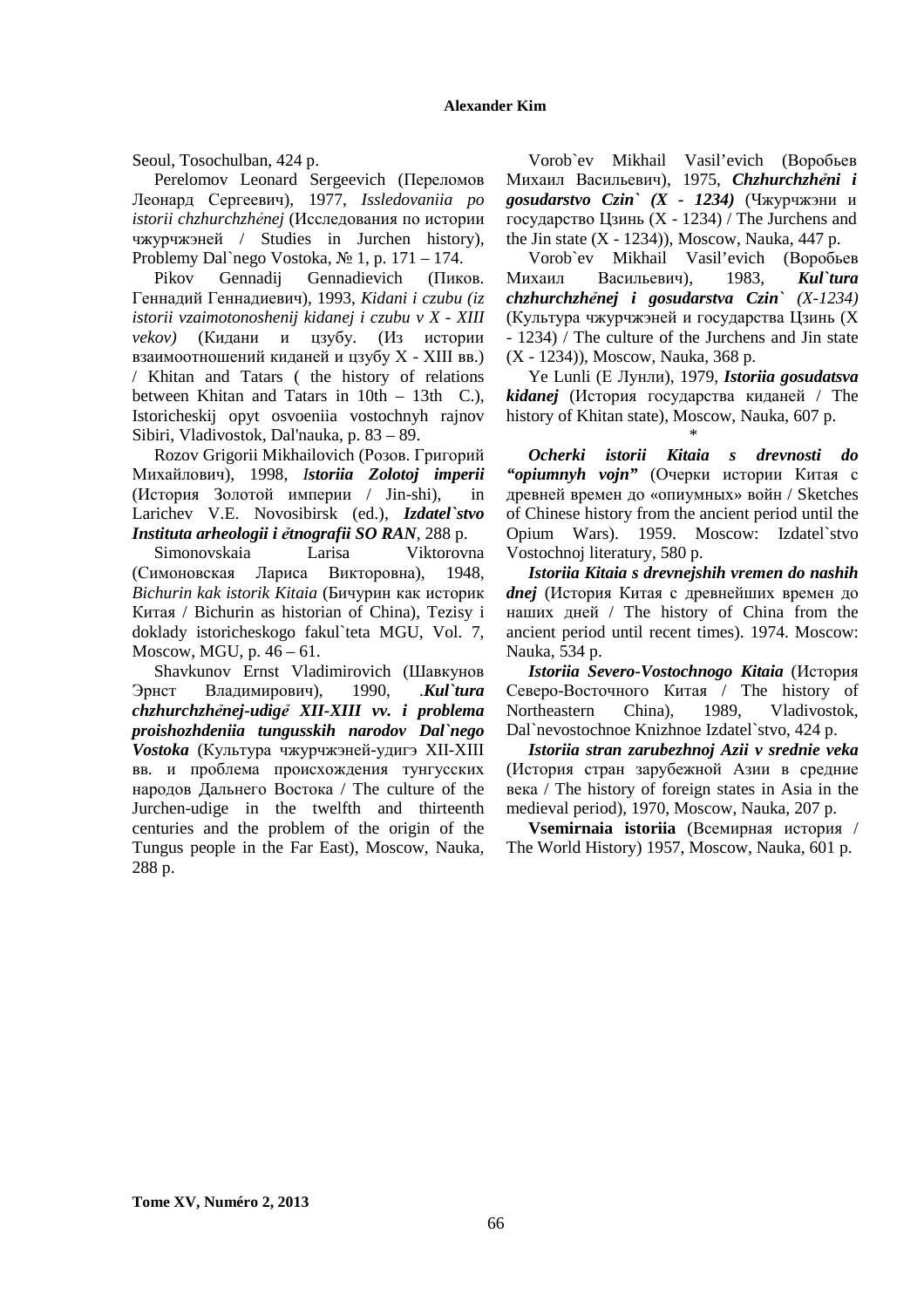Seoul, Tosochulban, 424 p.

Perelomov Leonard Sergeevich (Переломов Леонард Сергеевич), 1977, *Issledovaniia po istorii chzhurchzhёnej* (Исследования по истории чжурчжэней / Studies in Jurchen history), Problemy Dal`nego Vostoka, № 1, p. 171 – 174.

Pikov Gennadij Gennadievich (Пиков. Геннадий Геннадиевич), 1993, *Kidani i czubu (iz istorii vzaimotonoshenij kidanej i czubu v X - XIII vekov)* (Кидани и цзубу. (Из истории взаимоотношений киданей и цзубу X - XIII вв.) / Khitan and Tatars ( the history of relations between Khitan and Tatars in 10th – 13th C.), Istoricheskij opyt osvoeniia vostochnyh rajnov Sibiri, Vladivostok, Dal'nauka, p. 83 – 89.

Rozov Grigorii Mikhailovich (Розов. Григорий Михайлович), 1998, *Istoriia Zolotoj imperii* (История Золотой империи / Jin-shi), in Larichev V.E. Novosibirsk (ed.), ***Izdatel`stvo Instituta arheologii i ётnografii SO RAN***, 288 p.

Simonovskaia Larisa Viktorovna (Симоновская Лариса Викторовна), 1948, *Bichurin kak istorik Kitaia* (Бичурин как историк Китая / Bichurin as historian of China), Tezisy i doklady istoricheskogo fakul`teta MGU, Vol. 7, Moscow, MGU, p. 46 – 61.

Shavkunov Ernst Vladimirovich (Шавкунов Эрнст Владимирович), 1990, .***Kul`tura chzhurchzhёnej-udigё XII-XIII vv. i problema proishozhdeniia tungusskih narodov Dal`nego Vostoka*** (Культура чжурчжэней-удигэ XII-XIII вв. и проблема происхождения тунгусских народов Дальнего Востока / The culture of the Jurchen-udige in the twelfth and thirteenth centuries and the problem of the origin of the Tungus people in the Far East), Moscow, Nauka, 288 p.

Vorob`ev Mikhail Vasil'evich (Воробьев Михаил Васильевич), 1975, ***Chzhurchzhёni i gosudarstvo Czin` (X - 1234)*** (Чжурчжэни и государство Цзинь (X - 1234) / The Jurchens and the Jin state (X - 1234)), Moscow, Nauka, 447 p.

Vorob`ev Mikhail Vasil'evich (Воробьев Михаил Васильевич), 1983, ***Kul`tura chzhurchzhёnej i gosudarstva Czin`*** *(X-1234)* (Культура чжурчжэней и государства Цзинь (X - 1234) / The culture of the Jurchens and Jin state (X - 1234)), Moscow, Nauka, 368 p.

Ye Lunli (Е Лунли), 1979, ***Istoriia gosudatsva kidanej*** (История государства киданей / The history of Khitan state), Moscow, Nauka, 607 p.

*

***Ocherki istorii Kitaia s drevnosti do "opiumnyh vojn"*** (Очерки истории Китая с древней времен до «опиумных» войн / Sketches of Chinese history from the ancient period until the Opium Wars). 1959. Moscow: Izdatel`stvo Vostochnoj literatury, 580 p.

***Istoriia Kitaia s drevnejshih vremen do nashih dnej*** (История Китая с древнейших времен до наших дней / The history of China from the ancient period until recent times). 1974. Moscow: Nauka, 534 p.

***Istoriia Severo-Vostochnogo Kitaia*** (История Северо-Восточного Китая / The history of Northeastern China), 1989, Vladivostok, Dal`nevostochnoe Knizhnoe Izdatel`stvo, 424 p.

***Istoriia stran zarubezhnoj Azii v srednie veka*** (История стран зарубежной Азии в средние века / The history of foreign states in Asia in the medieval period), 1970, Moscow, Nauka, 207 p.

**Vsemirnaia istoriia** (Всемирная история / The World History) 1957, Moscow, Nauka, 601 p.